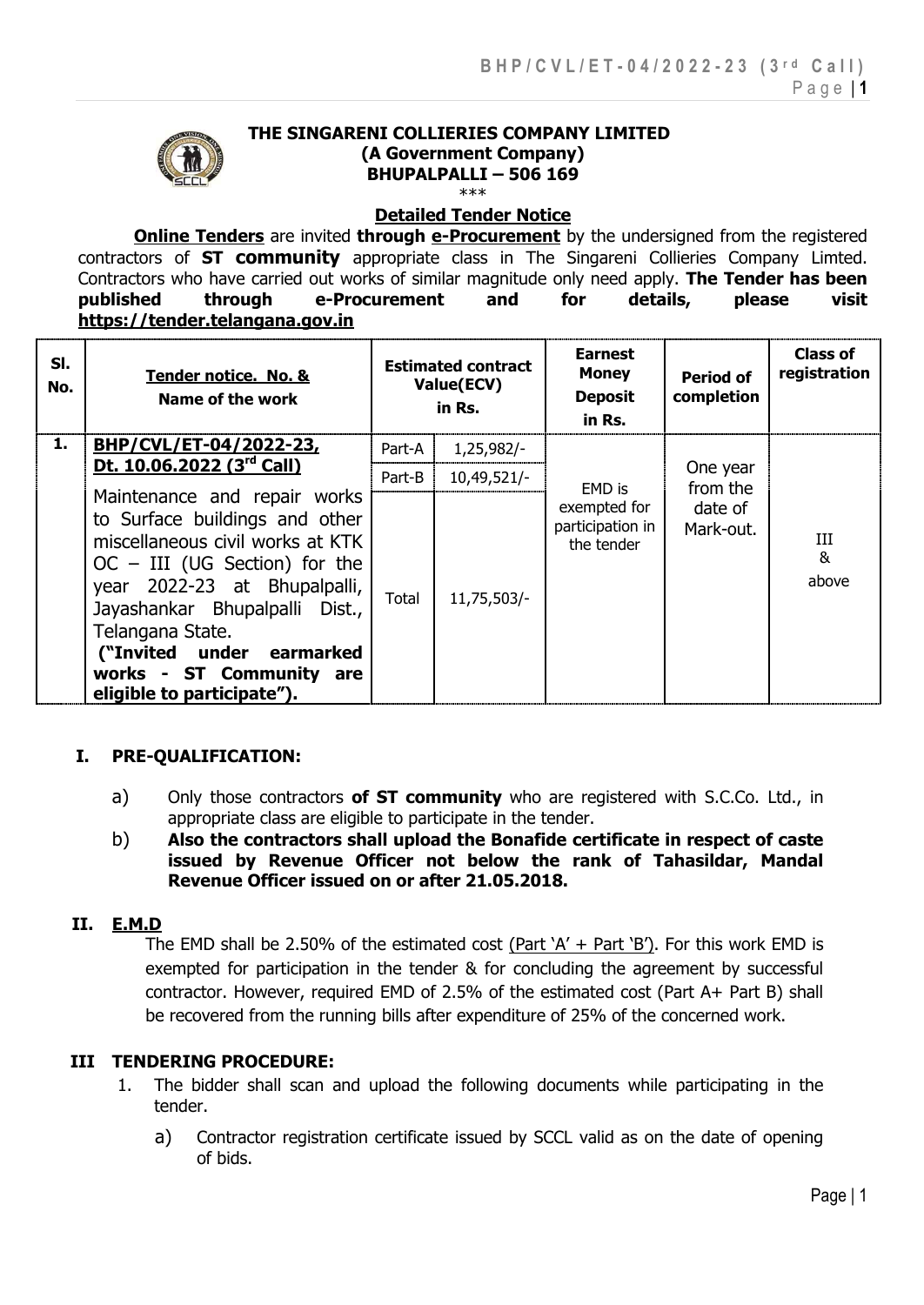**THE SINGARENI COLLIERIES COMPANY LIMITED**
**(A Government Company)**
**BHUPALPALLI – 506 169**

\*\*\*

## Detailed Tender Notice

**Online Tenders** are invited **through e-Procurement** by the undersigned from the registered contractors of **ST community** appropriate class in The Singareni Collieries Company Limted. Contractors who have carried out works of similar magnitude only need apply. **The Tender has been published through e-Procurement and for details, please visit https://tender.telangana.gov.in**

| Sl. No. | Tender notice. No. & Name of the work | Estimated contract Value(ECV) in Rs. | | Earnest Money Deposit in Rs. | Period of completion | Class of registration |
|---|---|---|---|---|---|---|
| 1. | **BHP/CVL/ET-04/2022-23, Dt. 10.06.2022 (3rd Call)** Maintenance and repair works to Surface buildings and other miscellaneous civil works at KTK OC – III (UG Section) for the year 2022-23 at Bhupalpalli, Jayashankar Bhupalpalli Dist., Telangana State. **("Invited under earmarked works - ST Community are eligible to participate").** | Part-A | 1,25,982/- | EMD is exempted for participation in the tender | One year from the date of Mark-out. | III & above |
| | | Part-B | 10,49,521/- | | | |
| | | Total | 11,75,503/- | | | |

## I. PRE-QUALIFICATION:

a) Only those contractors **of ST community** who are registered with S.C.Co. Ltd., in appropriate class are eligible to participate in the tender.

b) **Also the contractors shall upload the Bonafide certificate in respect of caste issued by Revenue Officer not below the rank of Tahasildar, Mandal Revenue Officer issued on or after 21.05.2018.**

## II. E.M.D

The EMD shall be 2.50% of the estimated cost (Part 'A' + Part 'B'). For this work EMD is exempted for participation in the tender & for concluding the agreement by successful contractor. However, required EMD of 2.5% of the estimated cost (Part A+ Part B) shall be recovered from the running bills after expenditure of 25% of the concerned work.

## III TENDERING PROCEDURE:

1. The bidder shall scan and upload the following documents while participating in the tender.

   a) Contractor registration certificate issued by SCCL valid as on the date of opening of bids.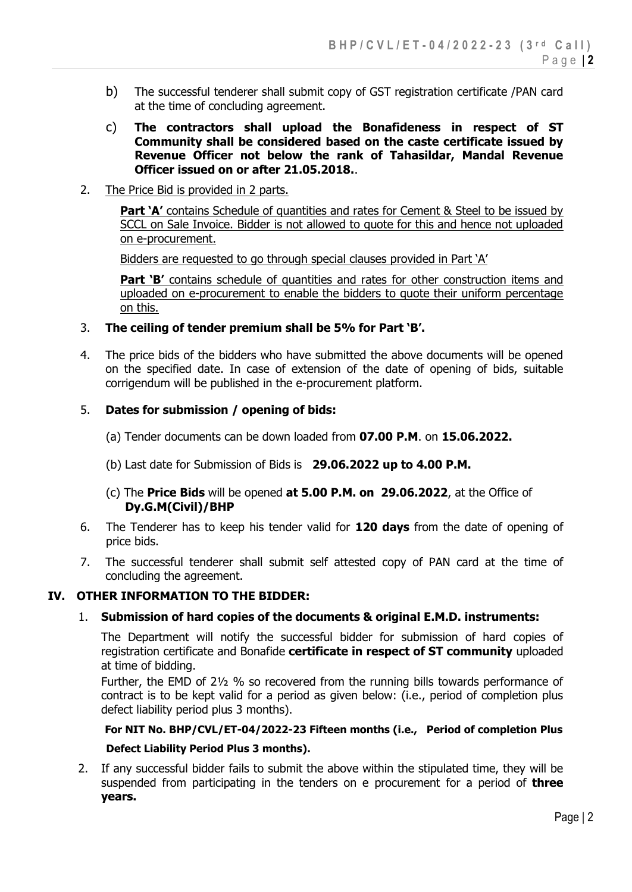b) The successful tenderer shall submit copy of GST registration certificate /PAN card at the time of concluding agreement.

c) **The contractors shall upload the Bonafideness in respect of ST Community shall be considered based on the caste certificate issued by Revenue Officer not below the rank of Tahasildar, Mandal Revenue Officer issued on or after 21.05.2018.**.

2. The Price Bid is provided in 2 parts.

   **Part 'A'** contains Schedule of quantities and rates for Cement & Steel to be issued by SCCL on Sale Invoice. Bidder is not allowed to quote for this and hence not uploaded on e-procurement.

   Bidders are requested to go through special clauses provided in Part 'A'

   **Part 'B'** contains schedule of quantities and rates for other construction items and uploaded on e-procurement to enable the bidders to quote their uniform percentage on this.

3. **The ceiling of tender premium shall be 5% for Part 'B'.**

4. The price bids of the bidders who have submitted the above documents will be opened on the specified date. In case of extension of the date of opening of bids, suitable corrigendum will be published in the e-procurement platform.

5. **Dates for submission / opening of bids:**

   (a) Tender documents can be down loaded from **07.00 P.M**. on **15.06.2022.**

   (b) Last date for Submission of Bids is **29.06.2022 up to 4.00 P.M.**

   (c) The **Price Bids** will be opened **at 5.00 P.M. on 29.06.2022**, at the Office of **Dy.G.M(Civil)/BHP**

6. The Tenderer has to keep his tender valid for **120 days** from the date of opening of price bids.

7. The successful tenderer shall submit self attested copy of PAN card at the time of concluding the agreement.

## IV. OTHER INFORMATION TO THE BIDDER:

1. **Submission of hard copies of the documents & original E.M.D. instruments:**

   The Department will notify the successful bidder for submission of hard copies of registration certificate and Bonafide **certificate in respect of ST community** uploaded at time of bidding.

   Further, the EMD of 2½ % so recovered from the running bills towards performance of contract is to be kept valid for a period as given below: (i.e., period of completion plus defect liability period plus 3 months).

   **For NIT No. BHP/CVL/ET-04/2022-23 Fifteen months (i.e., Period of completion Plus Defect Liability Period Plus 3 months).**

2. If any successful bidder fails to submit the above within the stipulated time, they will be suspended from participating in the tenders on e procurement for a period of **three years.**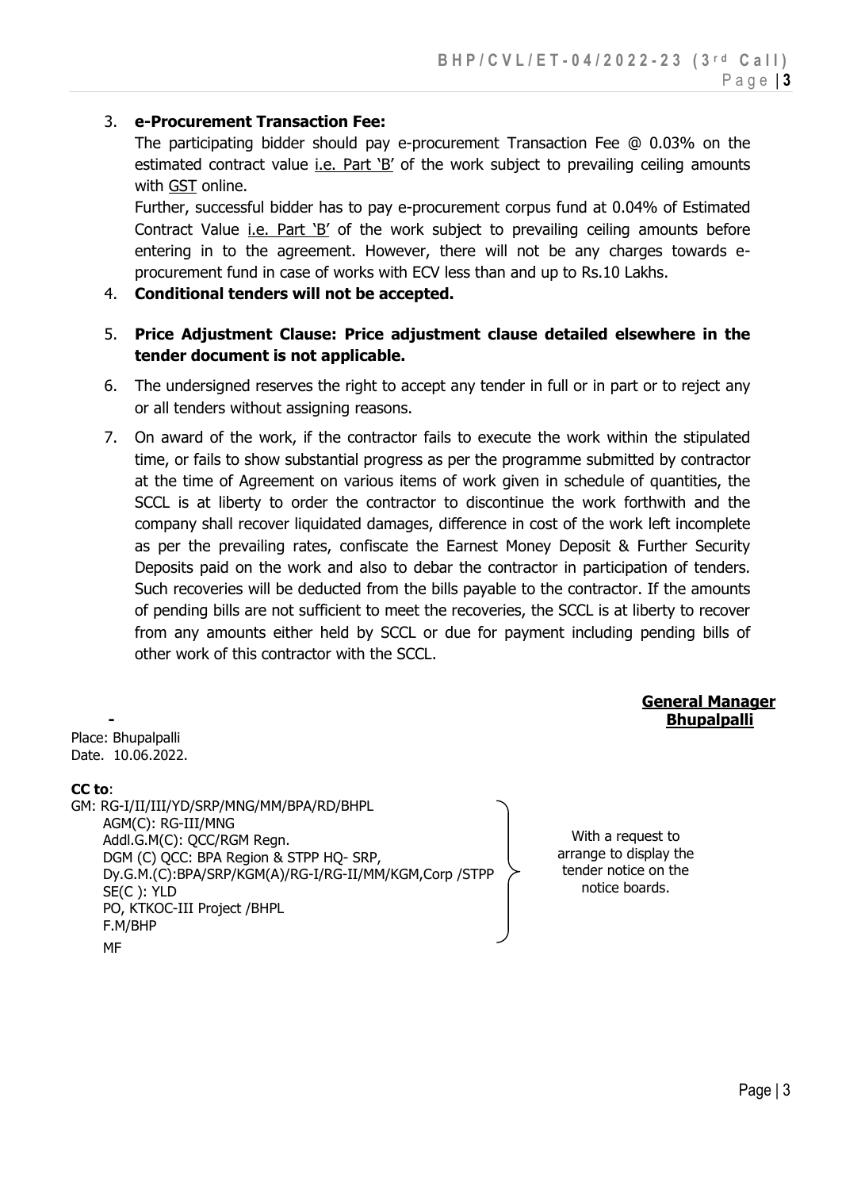3. **e-Procurement Transaction Fee:**

   The participating bidder should pay e-procurement Transaction Fee @ 0.03% on the estimated contract value i.e. Part 'B' of the work subject to prevailing ceiling amounts with GST online.

   Further, successful bidder has to pay e-procurement corpus fund at 0.04% of Estimated Contract Value i.e. Part 'B' of the work subject to prevailing ceiling amounts before entering in to the agreement. However, there will not be any charges towards e-procurement fund in case of works with ECV less than and up to Rs.10 Lakhs.

4. **Conditional tenders will not be accepted.**

5. **Price Adjustment Clause: Price adjustment clause detailed elsewhere in the tender document is not applicable.**

6. The undersigned reserves the right to accept any tender in full or in part or to reject any or all tenders without assigning reasons.

7. On award of the work, if the contractor fails to execute the work within the stipulated time, or fails to show substantial progress as per the programme submitted by contractor at the time of Agreement on various items of work given in schedule of quantities, the SCCL is at liberty to order the contractor to discontinue the work forthwith and the company shall recover liquidated damages, difference in cost of the work left incomplete as per the prevailing rates, confiscate the Earnest Money Deposit & Further Security Deposits paid on the work and also to debar the contractor in participation of tenders. Such recoveries will be deducted from the bills payable to the contractor. If the amounts of pending bills are not sufficient to meet the recoveries, the SCCL is at liberty to recover from any amounts either held by SCCL or due for payment including pending bills of other work of this contractor with the SCCL.

**General Manager**
**Bhupalpalli**

Place: Bhupalpalli
Date. 10.06.2022.

**CC to**:

GM: RG-I/II/III/YD/SRP/MNG/MM/BPA/RD/BHPL
AGM(C): RG-III/MNG
Addl.G.M(C): QCC/RGM Regn.
DGM (C) QCC: BPA Region & STPP HQ- SRP,
Dy.G.M.(C):BPA/SRP/KGM(A)/RG-I/RG-II/MM/KGM,Corp /STPP
SE(C ): YLD
PO, KTKOC-III Project /BHPL
F.M/BHP
MF

With a request to arrange to display the tender notice on the notice boards.